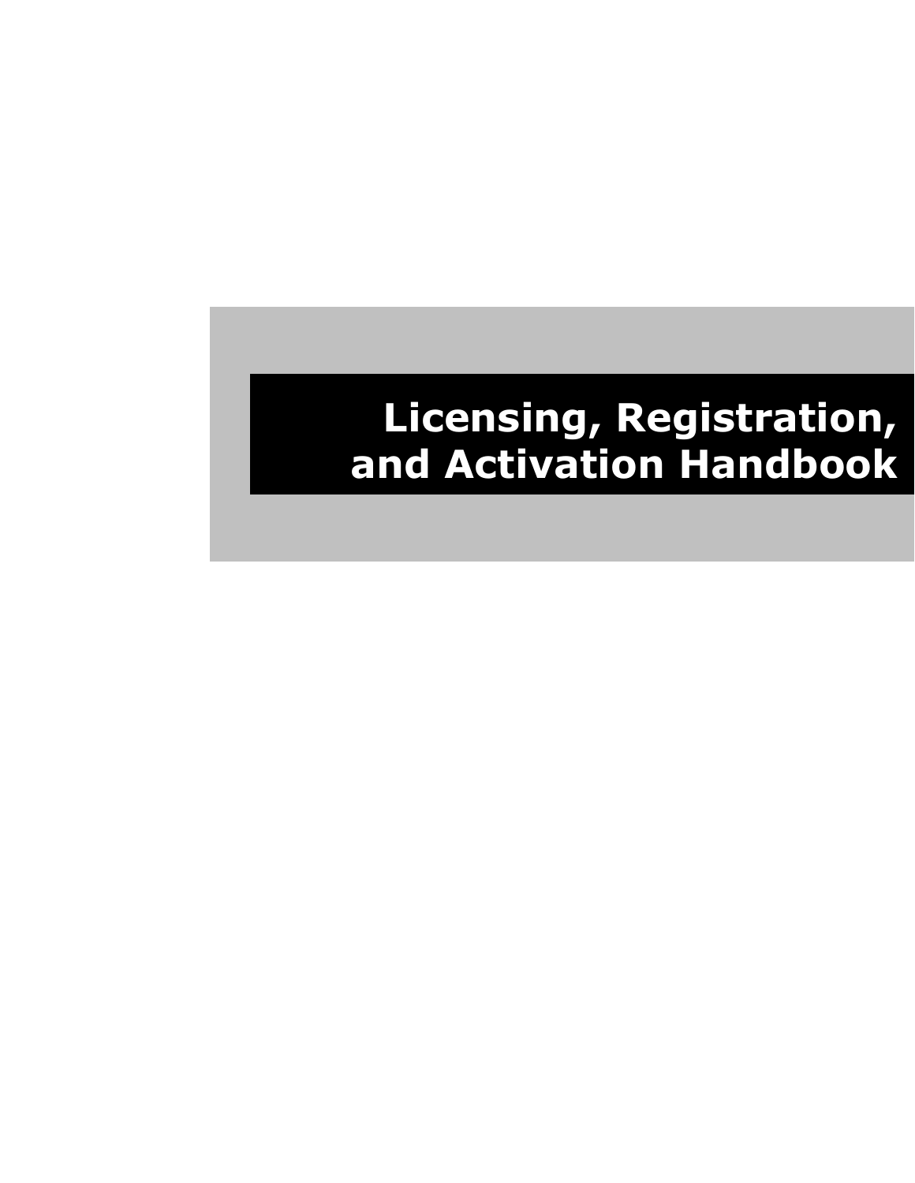# Licensing, Registration, and Activation Handbook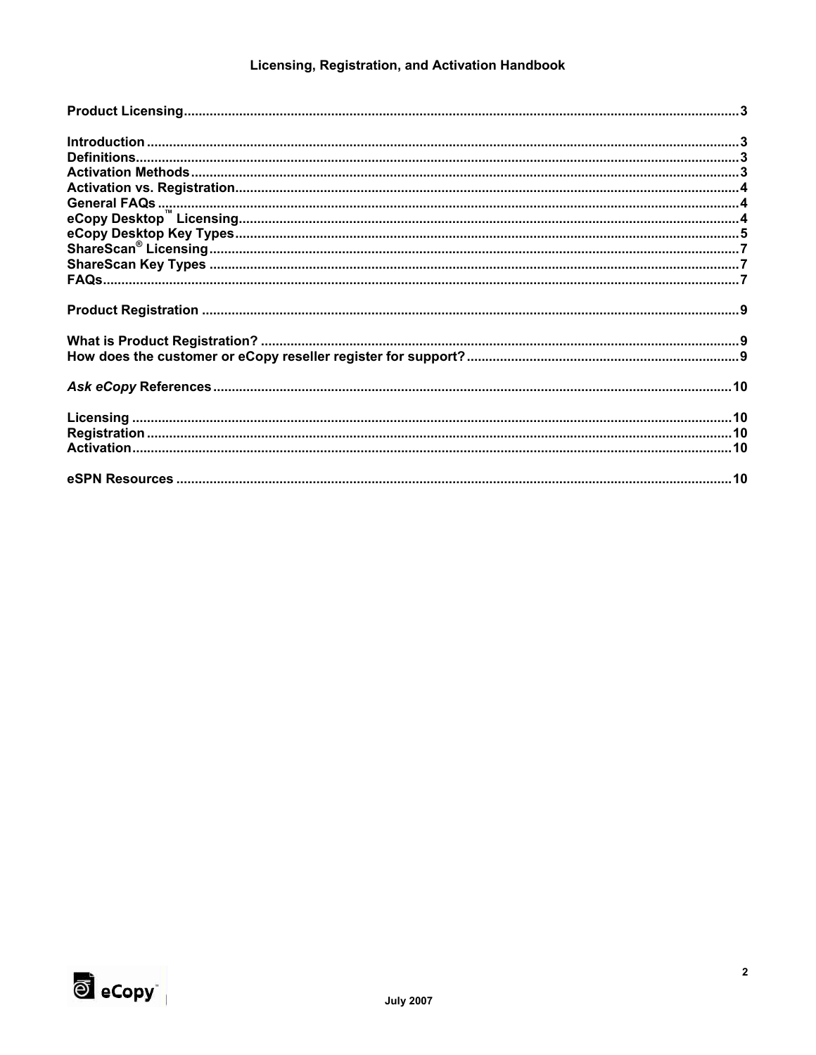# Licensing, Registration, and Activation Handbook

**Product Licensing** ..... 3

**Introduction** ..... 3
**Definitions** ..... 3
**Activation Methods** ..... 3
**Activation vs. Registration** ..... 4
**General FAQs** ..... 4
**eCopy Desktop™ Licensing** ..... 4
**eCopy Desktop Key Types** ..... 5
**ShareScan® Licensing** ..... 7
**ShareScan Key Types** ..... 7
**FAQs** ..... 7

**Product Registration** ..... 9

**What is Product Registration?** ..... 9
**How does the customer or eCopy reseller register for support?** ..... 9

***Ask eCopy* References** ..... 10

**Licensing** ..... 10
**Registration** ..... 10
**Activation** ..... 10

**eSPN Resources** ..... 10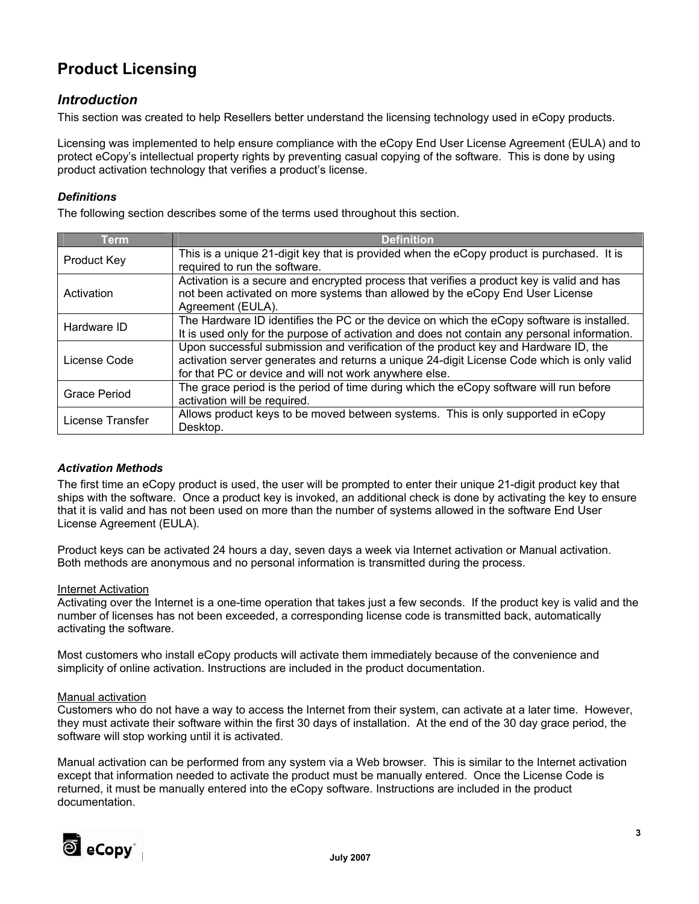# Product Licensing

## *Introduction*

This section was created to help Resellers better understand the licensing technology used in eCopy products.

Licensing was implemented to help ensure compliance with the eCopy End User License Agreement (EULA) and to protect eCopy's intellectual property rights by preventing casual copying of the software. This is done by using product activation technology that verifies a product's license.

### *Definitions*

The following section describes some of the terms used throughout this section.

| Term | Definition |
|---|---|
| Product Key | This is a unique 21-digit key that is provided when the eCopy product is purchased. It is required to run the software. |
| Activation | Activation is a secure and encrypted process that verifies a product key is valid and has not been activated on more systems than allowed by the eCopy End User License Agreement (EULA). |
| Hardware ID | The Hardware ID identifies the PC or the device on which the eCopy software is installed. It is used only for the purpose of activation and does not contain any personal information. |
| License Code | Upon successful submission and verification of the product key and Hardware ID, the activation server generates and returns a unique 24-digit License Code which is only valid for that PC or device and will not work anywhere else. |
| Grace Period | The grace period is the period of time during which the eCopy software will run before activation will be required. |
| License Transfer | Allows product keys to be moved between systems. This is only supported in eCopy Desktop. |

### *Activation Methods*

The first time an eCopy product is used, the user will be prompted to enter their unique 21-digit product key that ships with the software. Once a product key is invoked, an additional check is done by activating the key to ensure that it is valid and has not been used on more than the number of systems allowed in the software End User License Agreement (EULA).

Product keys can be activated 24 hours a day, seven days a week via Internet activation or Manual activation. Both methods are anonymous and no personal information is transmitted during the process.

<u>Internet Activation</u>

Activating over the Internet is a one-time operation that takes just a few seconds. If the product key is valid and the number of licenses has not been exceeded, a corresponding license code is transmitted back, automatically activating the software.

Most customers who install eCopy products will activate them immediately because of the convenience and simplicity of online activation. Instructions are included in the product documentation.

<u>Manual activation</u>

Customers who do not have a way to access the Internet from their system, can activate at a later time. However, they must activate their software within the first 30 days of installation. At the end of the 30 day grace period, the software will stop working until it is activated.

Manual activation can be performed from any system via a Web browser. This is similar to the Internet activation except that information needed to activate the product must be manually entered. Once the License Code is returned, it must be manually entered into the eCopy software. Instructions are included in the product documentation.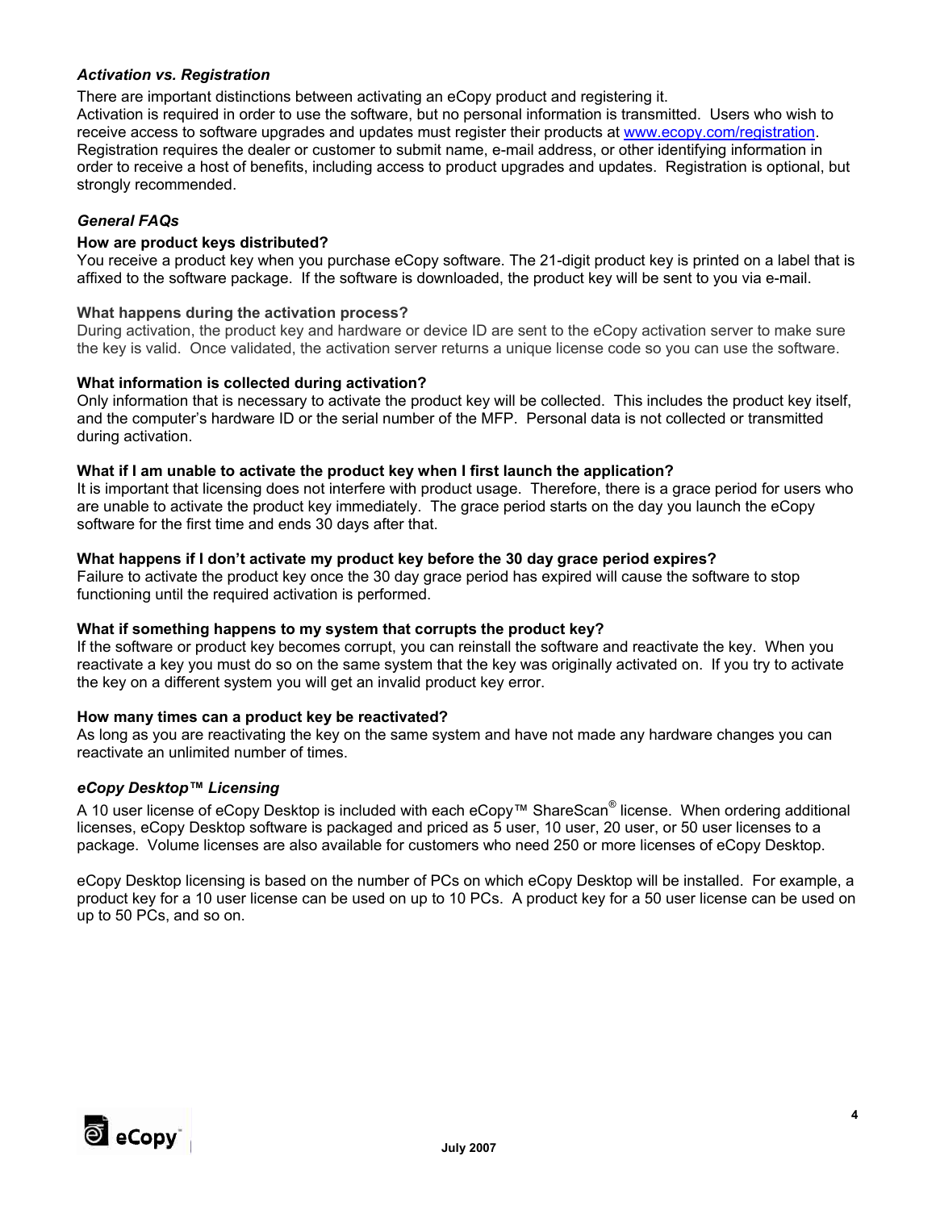### *Activation vs. Registration*

There are important distinctions between activating an eCopy product and registering it.
Activation is required in order to use the software, but no personal information is transmitted. Users who wish to receive access to software upgrades and updates must register their products at [www.ecopy.com/registration](http://www.ecopy.com/registration). Registration requires the dealer or customer to submit name, e-mail address, or other identifying information in order to receive a host of benefits, including access to product upgrades and updates. Registration is optional, but strongly recommended.

### *General FAQs*

**How are product keys distributed?**
You receive a product key when you purchase eCopy software. The 21-digit product key is printed on a label that is affixed to the software package. If the software is downloaded, the product key will be sent to you via e-mail.

**What happens during the activation process?**
During activation, the product key and hardware or device ID are sent to the eCopy activation server to make sure the key is valid. Once validated, the activation server returns a unique license code so you can use the software.

**What information is collected during activation?**
Only information that is necessary to activate the product key will be collected. This includes the product key itself, and the computer's hardware ID or the serial number of the MFP. Personal data is not collected or transmitted during activation.

**What if I am unable to activate the product key when I first launch the application?**
It is important that licensing does not interfere with product usage. Therefore, there is a grace period for users who are unable to activate the product key immediately. The grace period starts on the day you launch the eCopy software for the first time and ends 30 days after that.

**What happens if I don't activate my product key before the 30 day grace period expires?**
Failure to activate the product key once the 30 day grace period has expired will cause the software to stop functioning until the required activation is performed.

**What if something happens to my system that corrupts the product key?**
If the software or product key becomes corrupt, you can reinstall the software and reactivate the key. When you reactivate a key you must do so on the same system that the key was originally activated on. If you try to activate the key on a different system you will get an invalid product key error.

**How many times can a product key be reactivated?**
As long as you are reactivating the key on the same system and have not made any hardware changes you can reactivate an unlimited number of times.

### *eCopy Desktop™ Licensing*

A 10 user license of eCopy Desktop is included with each eCopy™ ShareScan® license. When ordering additional licenses, eCopy Desktop software is packaged and priced as 5 user, 10 user, 20 user, or 50 user licenses to a package. Volume licenses are also available for customers who need 250 or more licenses of eCopy Desktop.

eCopy Desktop licensing is based on the number of PCs on which eCopy Desktop will be installed. For example, a product key for a 10 user license can be used on up to 10 PCs. A product key for a 50 user license can be used on up to 50 PCs, and so on.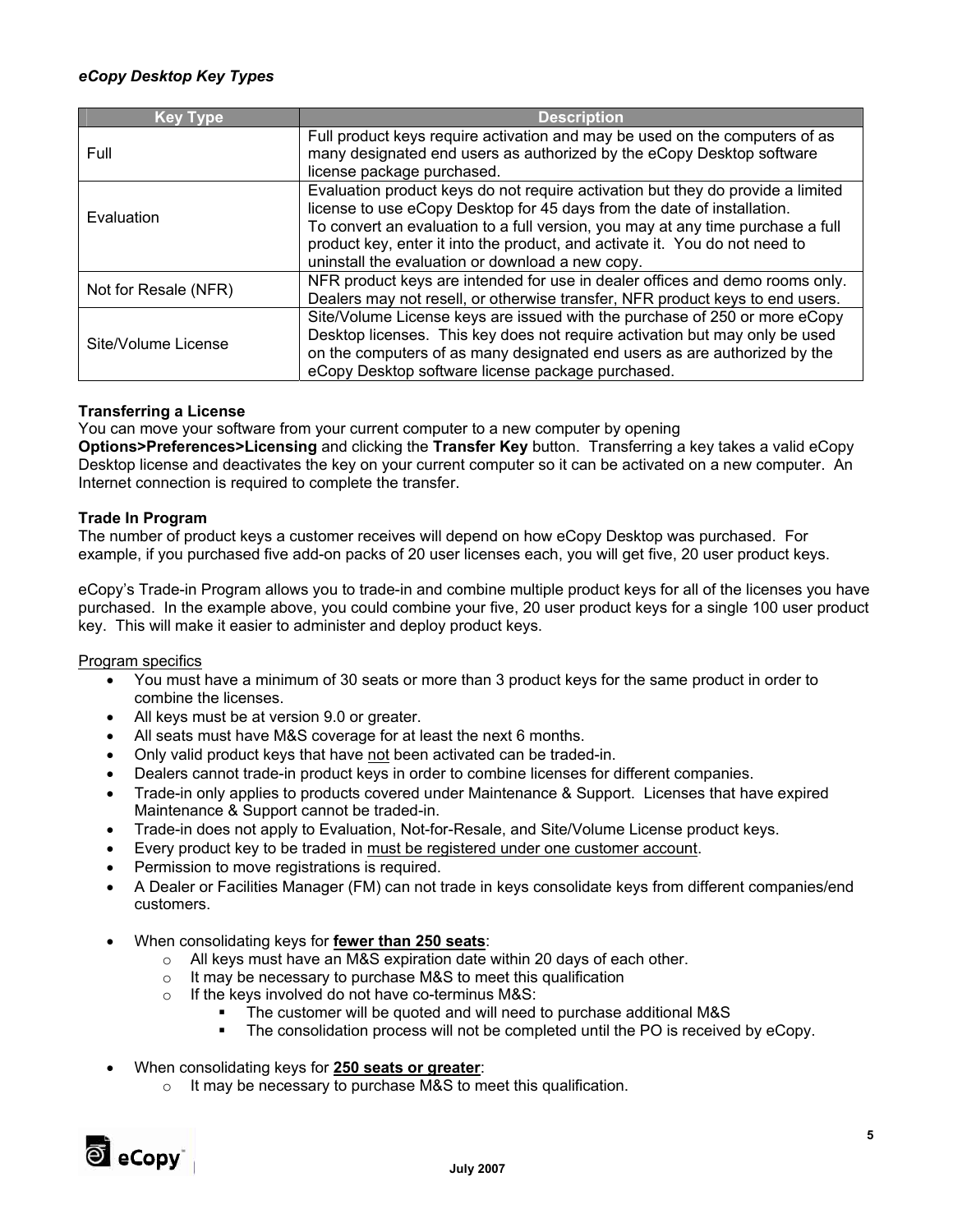***eCopy Desktop Key Types***

| Key Type | Description |
|---|---|
| Full | Full product keys require activation and may be used on the computers of as many designated end users as authorized by the eCopy Desktop software license package purchased. |
| Evaluation | Evaluation product keys do not require activation but they do provide a limited license to use eCopy Desktop for 45 days from the date of installation. To convert an evaluation to a full version, you may at any time purchase a full product key, enter it into the product, and activate it. You do not need to uninstall the evaluation or download a new copy. |
| Not for Resale (NFR) | NFR product keys are intended for use in dealer offices and demo rooms only. Dealers may not resell, or otherwise transfer, NFR product keys to end users. |
| Site/Volume License | Site/Volume License keys are issued with the purchase of 250 or more eCopy Desktop licenses. This key does not require activation but may only be used on the computers of as many designated end users as are authorized by the eCopy Desktop software license package purchased. |

**Transferring a License**

You can move your software from your current computer to a new computer by opening **Options>Preferences>Licensing** and clicking the **Transfer Key** button. Transferring a key takes a valid eCopy Desktop license and deactivates the key on your current computer so it can be activated on a new computer. An Internet connection is required to complete the transfer.

**Trade In Program**

The number of product keys a customer receives will depend on how eCopy Desktop was purchased. For example, if you purchased five add-on packs of 20 user licenses each, you will get five, 20 user product keys.

eCopy's Trade-in Program allows you to trade-in and combine multiple product keys for all of the licenses you have purchased. In the example above, you could combine your five, 20 user product keys for a single 100 user product key. This will make it easier to administer and deploy product keys.

<u>Program specifics</u>

- You must have a minimum of 30 seats or more than 3 product keys for the same product in order to combine the licenses.
- All keys must be at version 9.0 or greater.
- All seats must have M&S coverage for at least the next 6 months.
- Only valid product keys that have <u>not</u> been activated can be traded-in.
- Dealers cannot trade-in product keys in order to combine licenses for different companies.
- Trade-in only applies to products covered under Maintenance & Support. Licenses that have expired Maintenance & Support cannot be traded-in.
- Trade-in does not apply to Evaluation, Not-for-Resale, and Site/Volume License product keys.
- Every product key to be traded in <u>must be registered under one customer account</u>.
- Permission to move registrations is required.
- A Dealer or Facilities Manager (FM) can not trade in keys consolidate keys from different companies/end customers.

- When consolidating keys for **<u>fewer than 250 seats</u>**:
  - All keys must have an M&S expiration date within 20 days of each other.
  - It may be necessary to purchase M&S to meet this qualification
  - If the keys involved do not have co-terminus M&S:
    - The customer will be quoted and will need to purchase additional M&S
    - The consolidation process will not be completed until the PO is received by eCopy.

- When consolidating keys for **<u>250 seats or greater</u>**:
  - It may be necessary to purchase M&S to meet this qualification.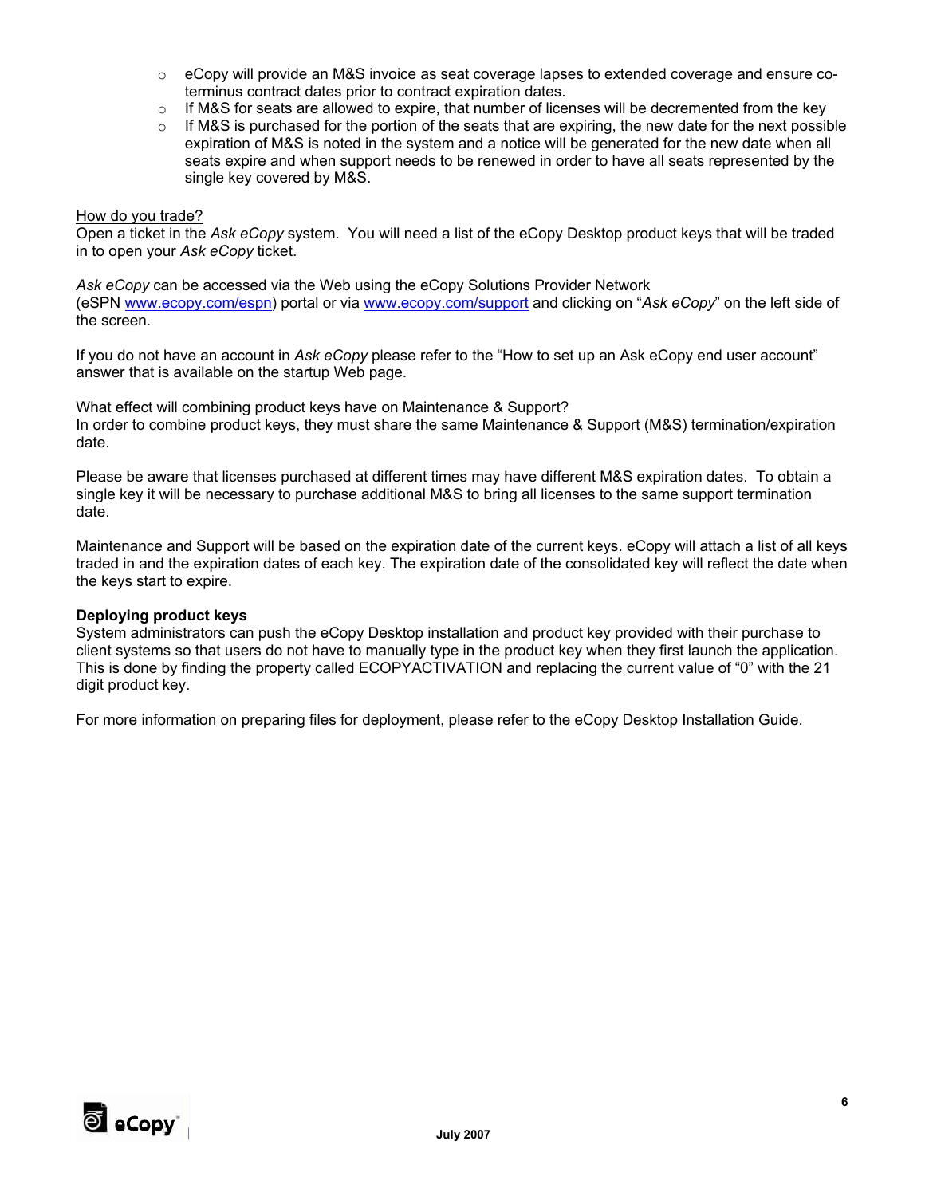- eCopy will provide an M&S invoice as seat coverage lapses to extended coverage and ensure co-terminus contract dates prior to contract expiration dates.
- If M&S for seats are allowed to expire, that number of licenses will be decremented from the key
- If M&S is purchased for the portion of the seats that are expiring, the new date for the next possible expiration of M&S is noted in the system and a notice will be generated for the new date when all seats expire and when support needs to be renewed in order to have all seats represented by the single key covered by M&S.

<u>How do you trade?</u>
Open a ticket in the *Ask eCopy* system. You will need a list of the eCopy Desktop product keys that will be traded in to open your *Ask eCopy* ticket.

*Ask eCopy* can be accessed via the Web using the eCopy Solutions Provider Network (eSPN www.ecopy.com/espn) portal or via www.ecopy.com/support and clicking on "*Ask eCopy*" on the left side of the screen.

If you do not have an account in *Ask eCopy* please refer to the "How to set up an Ask eCopy end user account" answer that is available on the startup Web page.

<u>What effect will combining product keys have on Maintenance & Support?</u>
In order to combine product keys, they must share the same Maintenance & Support (M&S) termination/expiration date.

Please be aware that licenses purchased at different times may have different M&S expiration dates. To obtain a single key it will be necessary to purchase additional M&S to bring all licenses to the same support termination date.

Maintenance and Support will be based on the expiration date of the current keys. eCopy will attach a list of all keys traded in and the expiration dates of each key. The expiration date of the consolidated key will reflect the date when the keys start to expire.

**Deploying product keys**
System administrators can push the eCopy Desktop installation and product key provided with their purchase to client systems so that users do not have to manually type in the product key when they first launch the application. This is done by finding the property called ECOPYACTIVATION and replacing the current value of "0" with the 21 digit product key.

For more information on preparing files for deployment, please refer to the eCopy Desktop Installation Guide.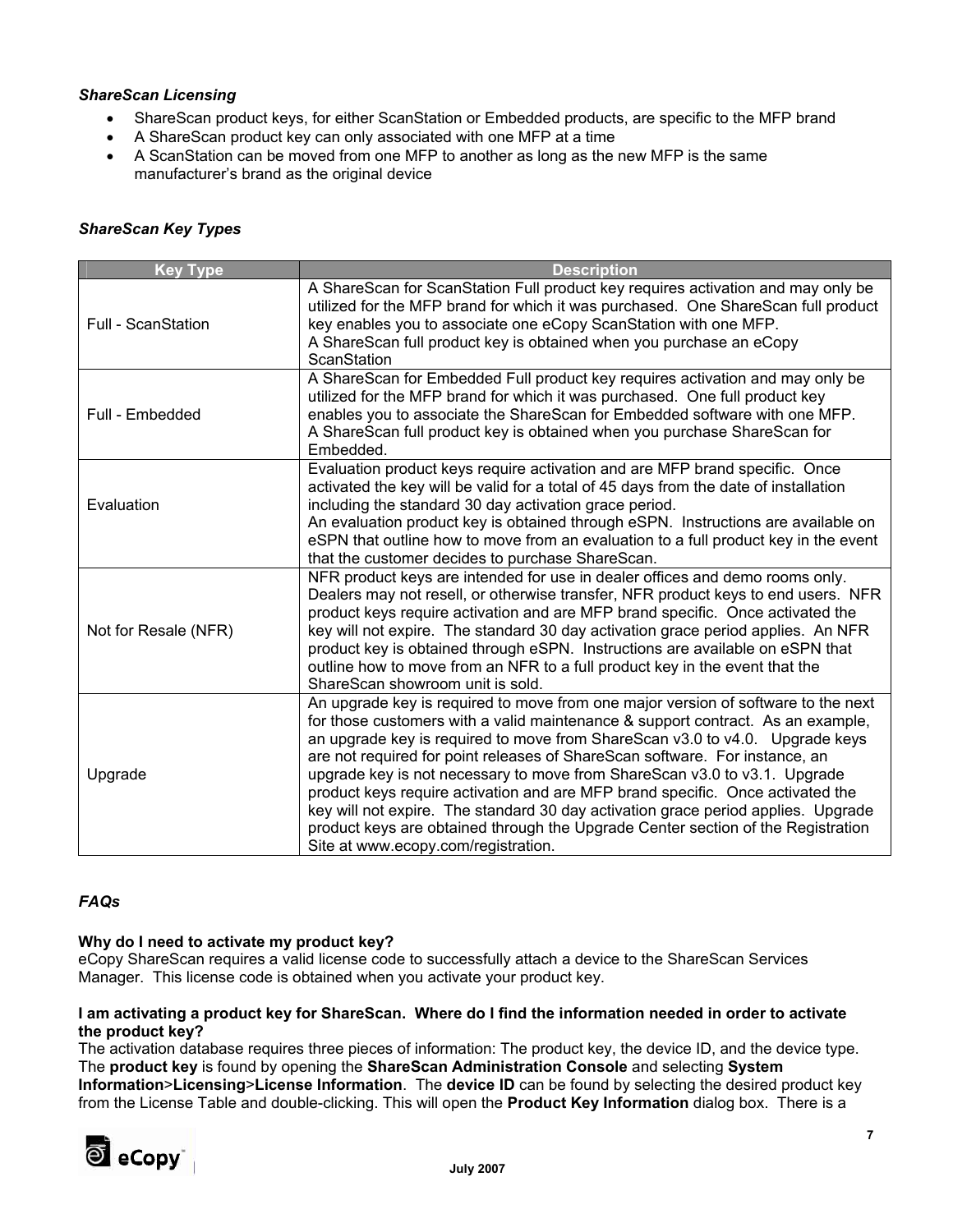***ShareScan Licensing***

- ShareScan product keys, for either ScanStation or Embedded products, are specific to the MFP brand
- A ShareScan product key can only associated with one MFP at a time
- A ScanStation can be moved from one MFP to another as long as the new MFP is the same manufacturer's brand as the original device

***ShareScan Key Types***

| Key Type | Description |
|---|---|
| Full - ScanStation | A ShareScan for ScanStation Full product key requires activation and may only be utilized for the MFP brand for which it was purchased. One ShareScan full product key enables you to associate one eCopy ScanStation with one MFP. A ShareScan full product key is obtained when you purchase an eCopy ScanStation |
| Full - Embedded | A ShareScan for Embedded Full product key requires activation and may only be utilized for the MFP brand for which it was purchased. One full product key enables you to associate the ShareScan for Embedded software with one MFP. A ShareScan full product key is obtained when you purchase ShareScan for Embedded. |
| Evaluation | Evaluation product keys require activation and are MFP brand specific. Once activated the key will be valid for a total of 45 days from the date of installation including the standard 30 day activation grace period. An evaluation product key is obtained through eSPN. Instructions are available on eSPN that outline how to move from an evaluation to a full product key in the event that the customer decides to purchase ShareScan. |
| Not for Resale (NFR) | NFR product keys are intended for use in dealer offices and demo rooms only. Dealers may not resell, or otherwise transfer, NFR product keys to end users. NFR product keys require activation and are MFP brand specific. Once activated the key will not expire. The standard 30 day activation grace period applies. An NFR product key is obtained through eSPN. Instructions are available on eSPN that outline how to move from an NFR to a full product key in the event that the ShareScan showroom unit is sold. |
| Upgrade | An upgrade key is required to move from one major version of software to the next for those customers with a valid maintenance & support contract. As an example, an upgrade key is required to move from ShareScan v3.0 to v4.0. Upgrade keys are not required for point releases of ShareScan software. For instance, an upgrade key is not necessary to move from ShareScan v3.0 to v3.1. Upgrade product keys require activation and are MFP brand specific. Once activated the key will not expire. The standard 30 day activation grace period applies. Upgrade product keys are obtained through the Upgrade Center section of the Registration Site at www.ecopy.com/registration. |

***FAQs***

**Why do I need to activate my product key?**
eCopy ShareScan requires a valid license code to successfully attach a device to the ShareScan Services Manager. This license code is obtained when you activate your product key.

**I am activating a product key for ShareScan. Where do I find the information needed in order to activate the product key?**
The activation database requires three pieces of information: The product key, the device ID, and the device type. The **product key** is found by opening the **ShareScan Administration Console** and selecting **System Information**>**Licensing**>**License Information**. The **device ID** can be found by selecting the desired product key from the License Table and double-clicking. This will open the **Product Key Information** dialog box. There is a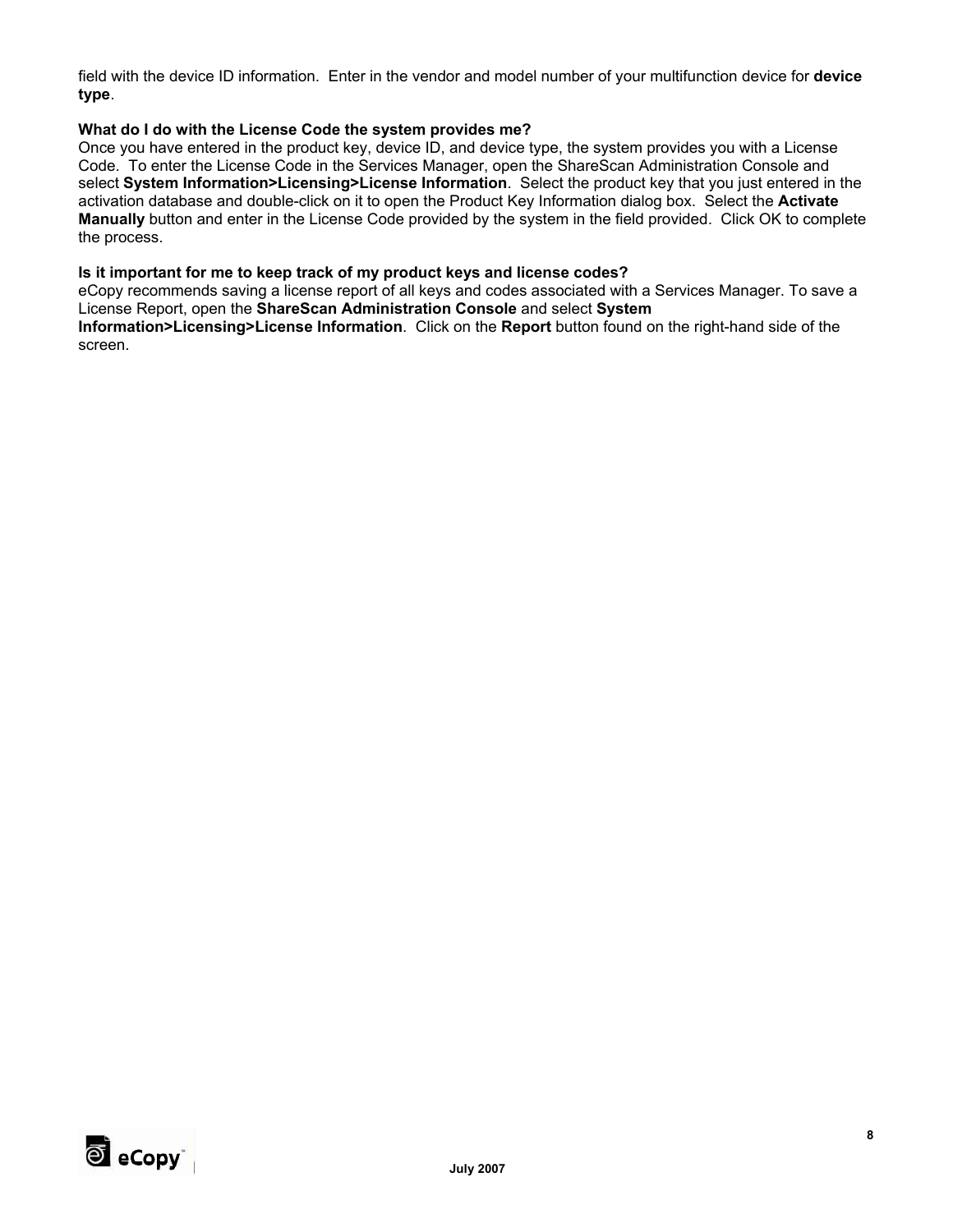field with the device ID information. Enter in the vendor and model number of your multifunction device for **device type**.

**What do I do with the License Code the system provides me?**

Once you have entered in the product key, device ID, and device type, the system provides you with a License Code. To enter the License Code in the Services Manager, open the ShareScan Administration Console and select **System Information>Licensing>License Information**. Select the product key that you just entered in the activation database and double-click on it to open the Product Key Information dialog box. Select the **Activate Manually** button and enter in the License Code provided by the system in the field provided. Click OK to complete the process.

**Is it important for me to keep track of my product keys and license codes?**

eCopy recommends saving a license report of all keys and codes associated with a Services Manager. To save a License Report, open the **ShareScan Administration Console** and select **System Information>Licensing>License Information**. Click on the **Report** button found on the right-hand side of the screen.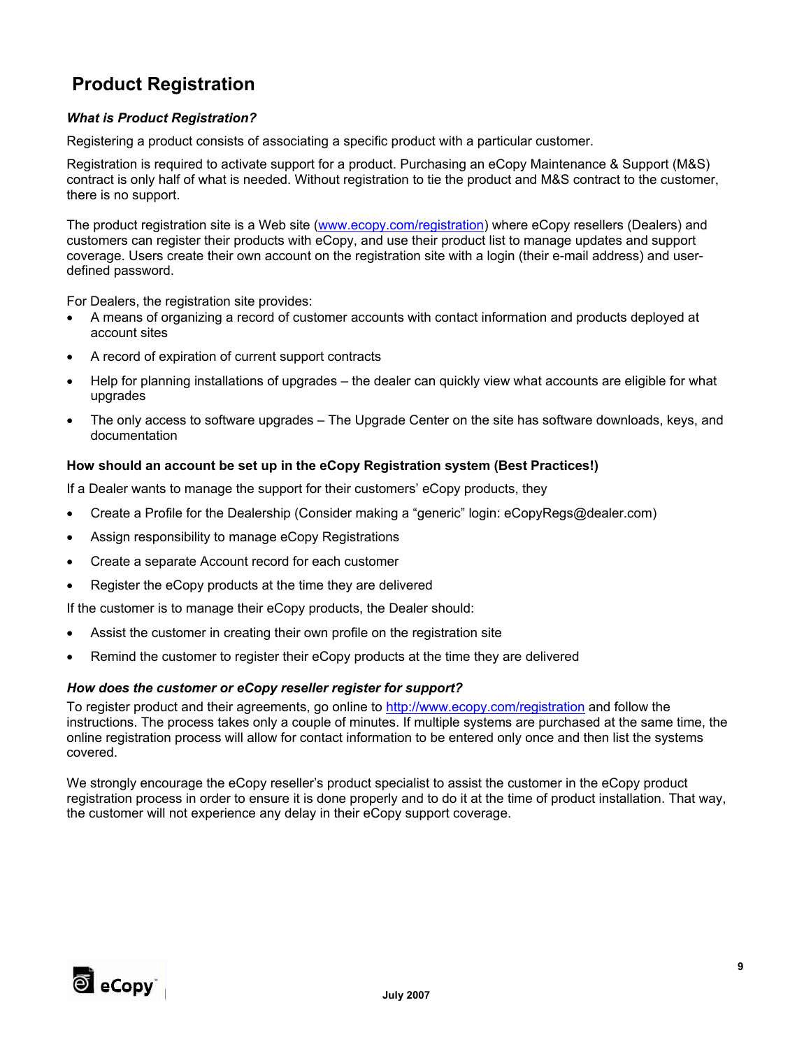# Product Registration

***What is Product Registration?***

Registering a product consists of associating a specific product with a particular customer.

Registration is required to activate support for a product. Purchasing an eCopy Maintenance & Support (M&S) contract is only half of what is needed. Without registration to tie the product and M&S contract to the customer, there is no support.

The product registration site is a Web site (www.ecopy.com/registration) where eCopy resellers (Dealers) and customers can register their products with eCopy, and use their product list to manage updates and support coverage. Users create their own account on the registration site with a login (their e-mail address) and user-defined password.

For Dealers, the registration site provides:

- A means of organizing a record of customer accounts with contact information and products deployed at account sites
- A record of expiration of current support contracts
- Help for planning installations of upgrades – the dealer can quickly view what accounts are eligible for what upgrades
- The only access to software upgrades – The Upgrade Center on the site has software downloads, keys, and documentation

**How should an account be set up in the eCopy Registration system (Best Practices!)**

If a Dealer wants to manage the support for their customers' eCopy products, they

- Create a Profile for the Dealership (Consider making a "generic" login: eCopyRegs@dealer.com)
- Assign responsibility to manage eCopy Registrations
- Create a separate Account record for each customer
- Register the eCopy products at the time they are delivered

If the customer is to manage their eCopy products, the Dealer should:

- Assist the customer in creating their own profile on the registration site
- Remind the customer to register their eCopy products at the time they are delivered

***How does the customer or eCopy reseller register for support?***

To register product and their agreements, go online to http://www.ecopy.com/registration and follow the instructions. The process takes only a couple of minutes. If multiple systems are purchased at the same time, the online registration process will allow for contact information to be entered only once and then list the systems covered.

We strongly encourage the eCopy reseller's product specialist to assist the customer in the eCopy product registration process in order to ensure it is done properly and to do it at the time of product installation. That way, the customer will not experience any delay in their eCopy support coverage.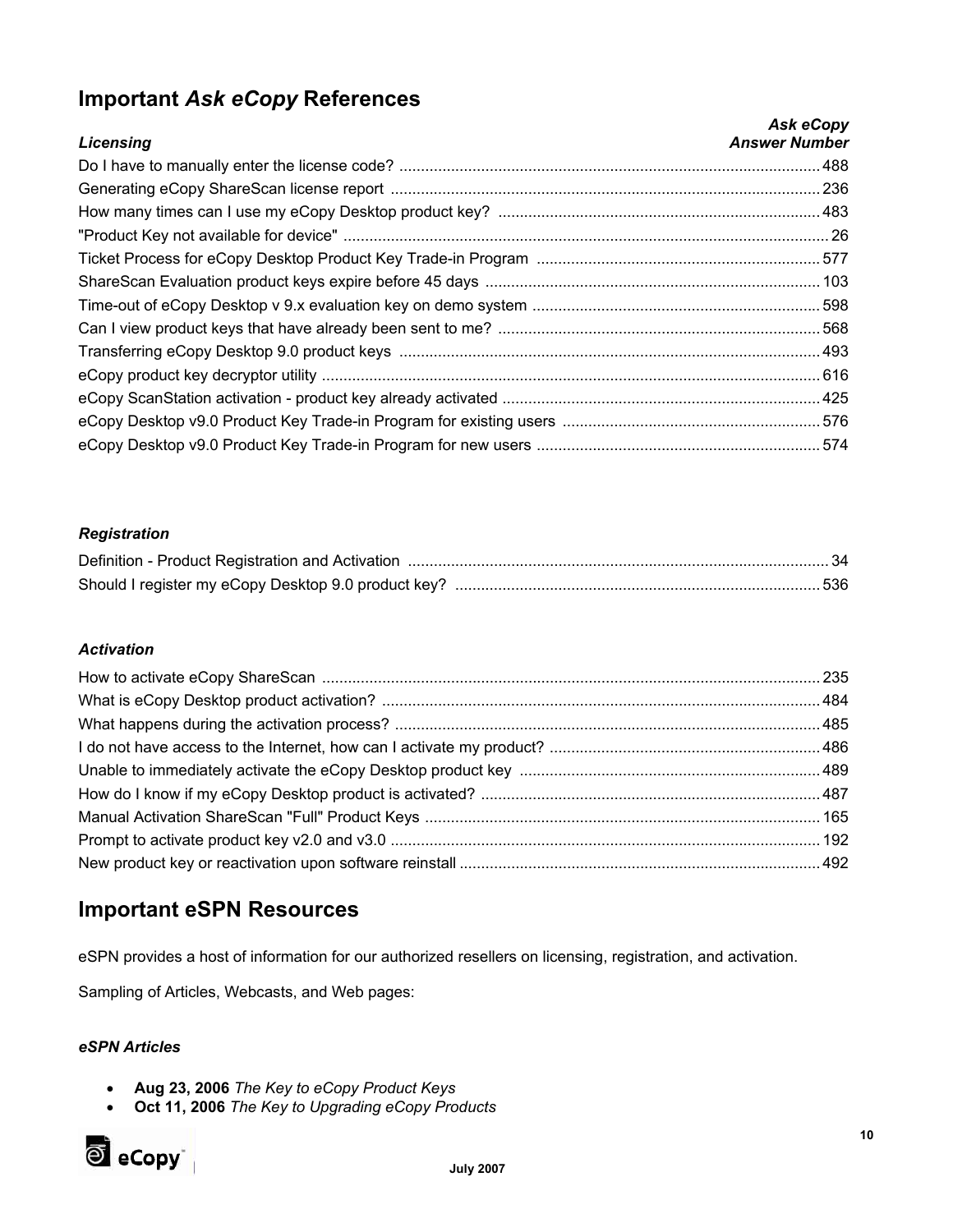## Important *Ask eCopy* References

| *Licensing* | *Ask eCopy Answer Number* |
|---|---|
| Do I have to manually enter the license code? | 488 |
| Generating eCopy ShareScan license report | 236 |
| How many times can I use my eCopy Desktop product key? | 483 |
| "Product Key not available for device" | 26 |
| Ticket Process for eCopy Desktop Product Key Trade-in Program | 577 |
| ShareScan Evaluation product keys expire before 45 days | 103 |
| Time-out of eCopy Desktop v 9.x evaluation key on demo system | 598 |
| Can I view product keys that have already been sent to me? | 568 |
| Transferring eCopy Desktop 9.0 product keys | 493 |
| eCopy product key decryptor utility | 616 |
| eCopy ScanStation activation - product key already activated | 425 |
| eCopy Desktop v9.0 Product Key Trade-in Program for existing users | 576 |
| eCopy Desktop v9.0 Product Key Trade-in Program for new users | 574 |

### *Registration*

| | |
|---|---|
| Definition - Product Registration and Activation | 34 |
| Should I register my eCopy Desktop 9.0 product key? | 536 |

### *Activation*

| | |
|---|---|
| How to activate eCopy ShareScan | 235 |
| What is eCopy Desktop product activation? | 484 |
| What happens during the activation process? | 485 |
| I do not have access to the Internet, how can I activate my product? | 486 |
| Unable to immediately activate the eCopy Desktop product key | 489 |
| How do I know if my eCopy Desktop product is activated? | 487 |
| Manual Activation ShareScan "Full" Product Keys | 165 |
| Prompt to activate product key v2.0 and v3.0 | 192 |
| New product key or reactivation upon software reinstall | 492 |

## Important eSPN Resources

eSPN provides a host of information for our authorized resellers on licensing, registration, and activation.

Sampling of Articles, Webcasts, and Web pages:

### *eSPN Articles*

- **Aug 23, 2006** *The Key to eCopy Product Keys*
- **Oct 11, 2006** *The Key to Upgrading eCopy Products*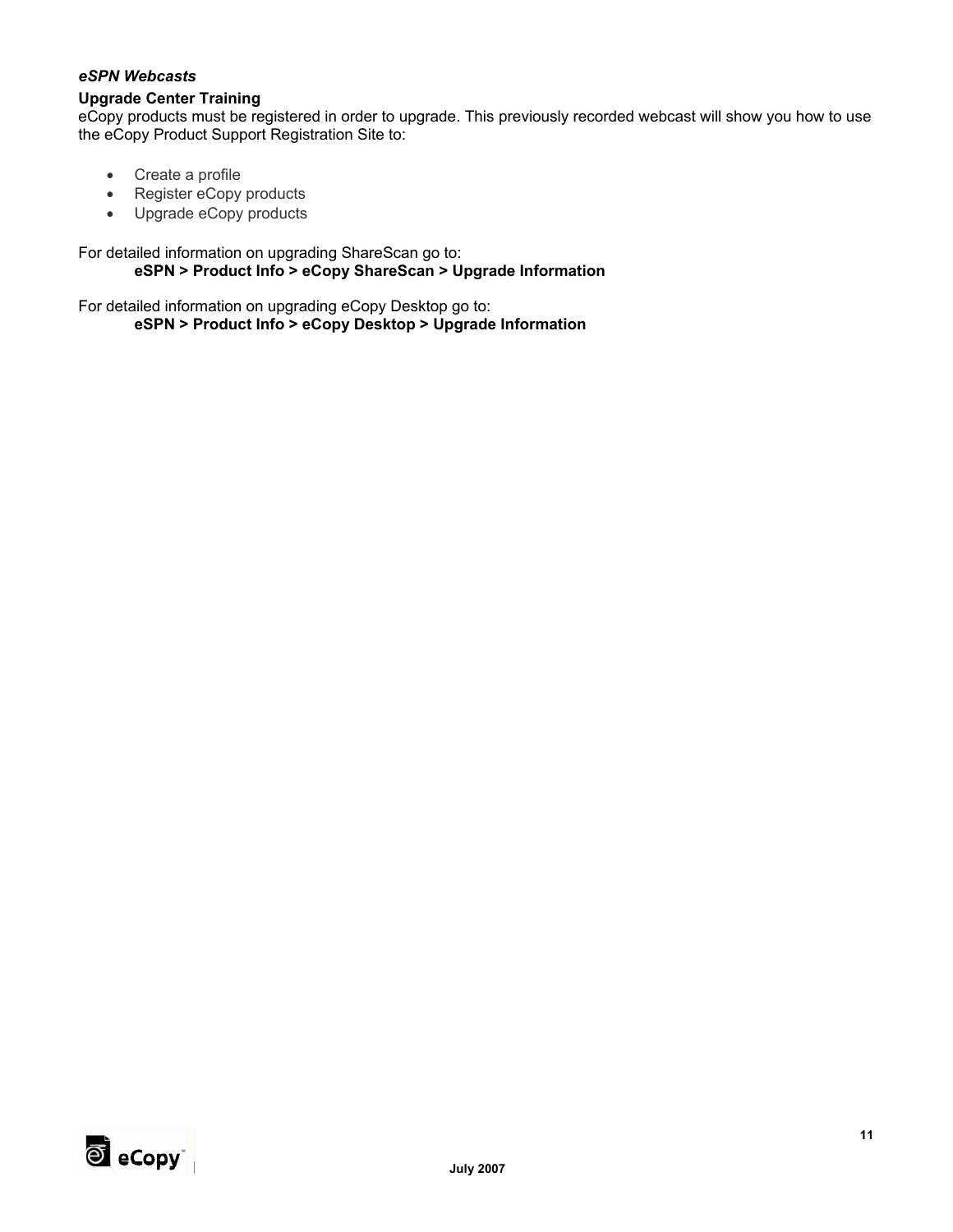***eSPN Webcasts***

**Upgrade Center Training**

eCopy products must be registered in order to upgrade. This previously recorded webcast will show you how to use the eCopy Product Support Registration Site to:

- Create a profile
- Register eCopy products
- Upgrade eCopy products

For detailed information on upgrading ShareScan go to:

**eSPN > Product Info > eCopy ShareScan > Upgrade Information**

For detailed information on upgrading eCopy Desktop go to:

**eSPN > Product Info > eCopy Desktop > Upgrade Information**